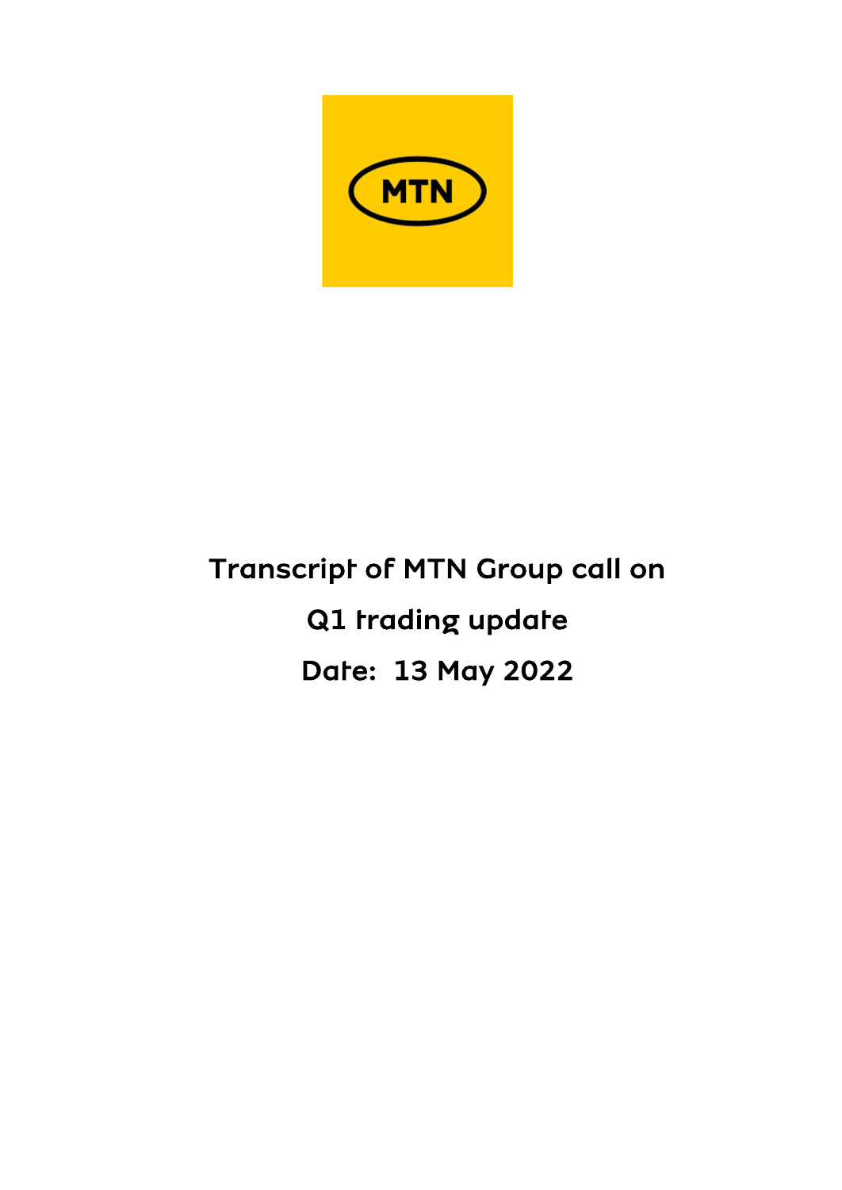MTN

# Transcript of MTN Group call on Q1 trading update

## Date: 13 May 2022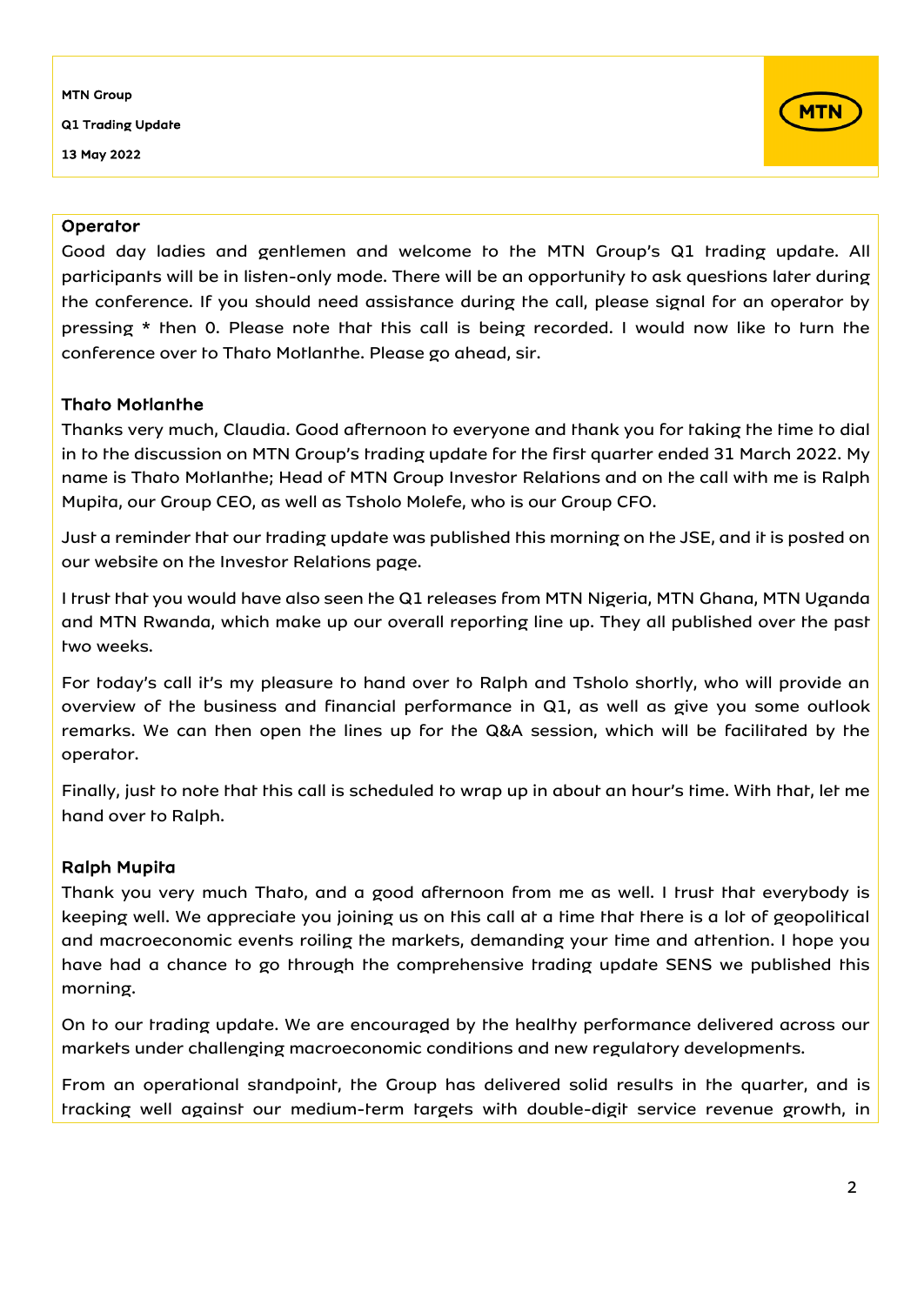**Operator**

Good day ladies and gentlemen and welcome to the MTN Group's Q1 trading update. All participants will be in listen-only mode. There will be an opportunity to ask questions later during the conference. If you should need assistance during the call, please signal for an operator by pressing * then 0. Please note that this call is being recorded. I would now like to turn the conference over to Thato Motlanthe. Please go ahead, sir.

**Thato Motlanthe**

Thanks very much, Claudia. Good afternoon to everyone and thank you for taking the time to dial in to the discussion on MTN Group's trading update for the first quarter ended 31 March 2022. My name is Thato Motlanthe; Head of MTN Group Investor Relations and on the call with me is Ralph Mupita, our Group CEO, as well as Tsholo Molefe, who is our Group CFO.

Just a reminder that our trading update was published this morning on the JSE, and it is posted on our website on the Investor Relations page.

I trust that you would have also seen the Q1 releases from MTN Nigeria, MTN Ghana, MTN Uganda and MTN Rwanda, which make up our overall reporting line up. They all published over the past two weeks.

For today's call it's my pleasure to hand over to Ralph and Tsholo shortly, who will provide an overview of the business and financial performance in Q1, as well as give you some outlook remarks. We can then open the lines up for the Q&A session, which will be facilitated by the operator.

Finally, just to note that this call is scheduled to wrap up in about an hour's time. With that, let me hand over to Ralph.

**Ralph Mupita**

Thank you very much Thato, and a good afternoon from me as well. I trust that everybody is keeping well. We appreciate you joining us on this call at a time that there is a lot of geopolitical and macroeconomic events roiling the markets, demanding your time and attention. I hope you have had a chance to go through the comprehensive trading update SENS we published this morning.

On to our trading update. We are encouraged by the healthy performance delivered across our markets under challenging macroeconomic conditions and new regulatory developments.

From an operational standpoint, the Group has delivered solid results in the quarter, and is tracking well against our medium-term targets with double-digit service revenue growth, in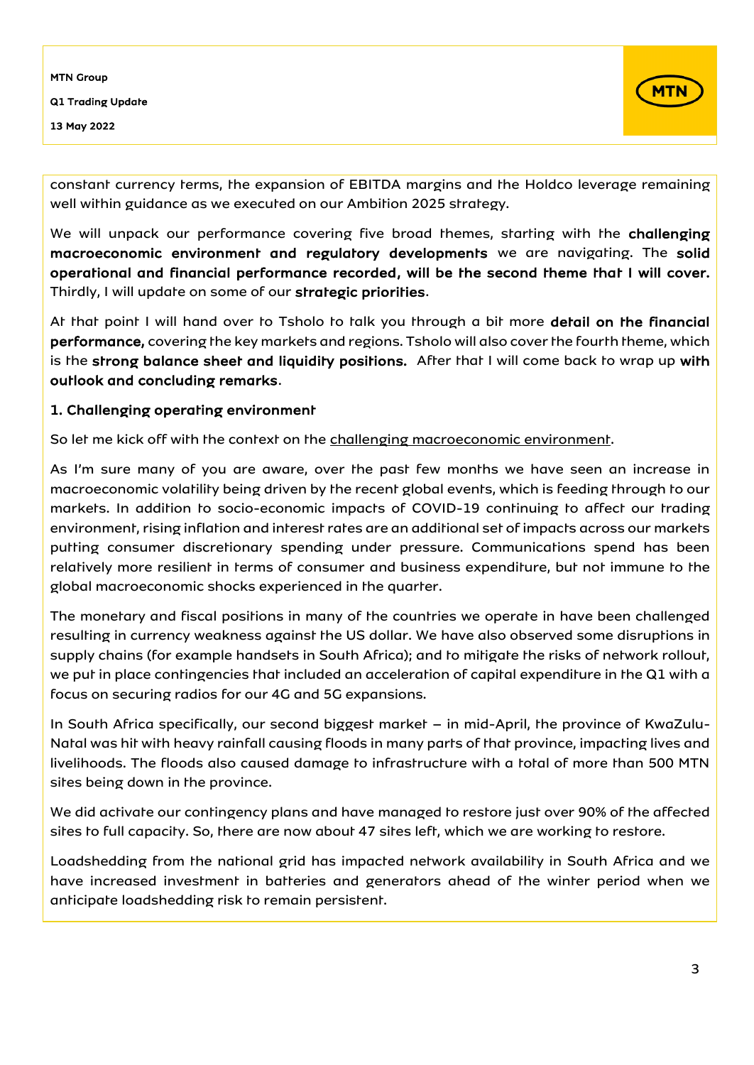constant currency terms, the expansion of EBITDA margins and the Holdco leverage remaining well within guidance as we executed on our Ambition 2025 strategy.

We will unpack our performance covering five broad themes, starting with the **challenging macroeconomic environment and regulatory developments** we are navigating. The **solid operational and financial performance recorded, will be the second theme that I will cover.** Thirdly, I will update on some of our **strategic priorities**.

At that point I will hand over to Tsholo to talk you through a bit more **detail on the financial performance,** covering the key markets and regions. Tsholo will also cover the fourth theme, which is the **strong balance sheet and liquidity positions.** After that I will come back to wrap up **with outlook and concluding remarks**.

### 1. Challenging operating environment

So let me kick off with the context on the challenging macroeconomic environment.

As I'm sure many of you are aware, over the past few months we have seen an increase in macroeconomic volatility being driven by the recent global events, which is feeding through to our markets. In addition to socio-economic impacts of COVID-19 continuing to affect our trading environment, rising inflation and interest rates are an additional set of impacts across our markets putting consumer discretionary spending under pressure. Communications spend has been relatively more resilient in terms of consumer and business expenditure, but not immune to the global macroeconomic shocks experienced in the quarter.

The monetary and fiscal positions in many of the countries we operate in have been challenged resulting in currency weakness against the US dollar. We have also observed some disruptions in supply chains (for example handsets in South Africa); and to mitigate the risks of network rollout, we put in place contingencies that included an acceleration of capital expenditure in the Q1 with a focus on securing radios for our 4G and 5G expansions.

In South Africa specifically, our second biggest market – in mid-April, the province of KwaZulu-Natal was hit with heavy rainfall causing floods in many parts of that province, impacting lives and livelihoods. The floods also caused damage to infrastructure with a total of more than 500 MTN sites being down in the province.

We did activate our contingency plans and have managed to restore just over 90% of the affected sites to full capacity. So, there are now about 47 sites left, which we are working to restore.

Loadshedding from the national grid has impacted network availability in South Africa and we have increased investment in batteries and generators ahead of the winter period when we anticipate loadshedding risk to remain persistent.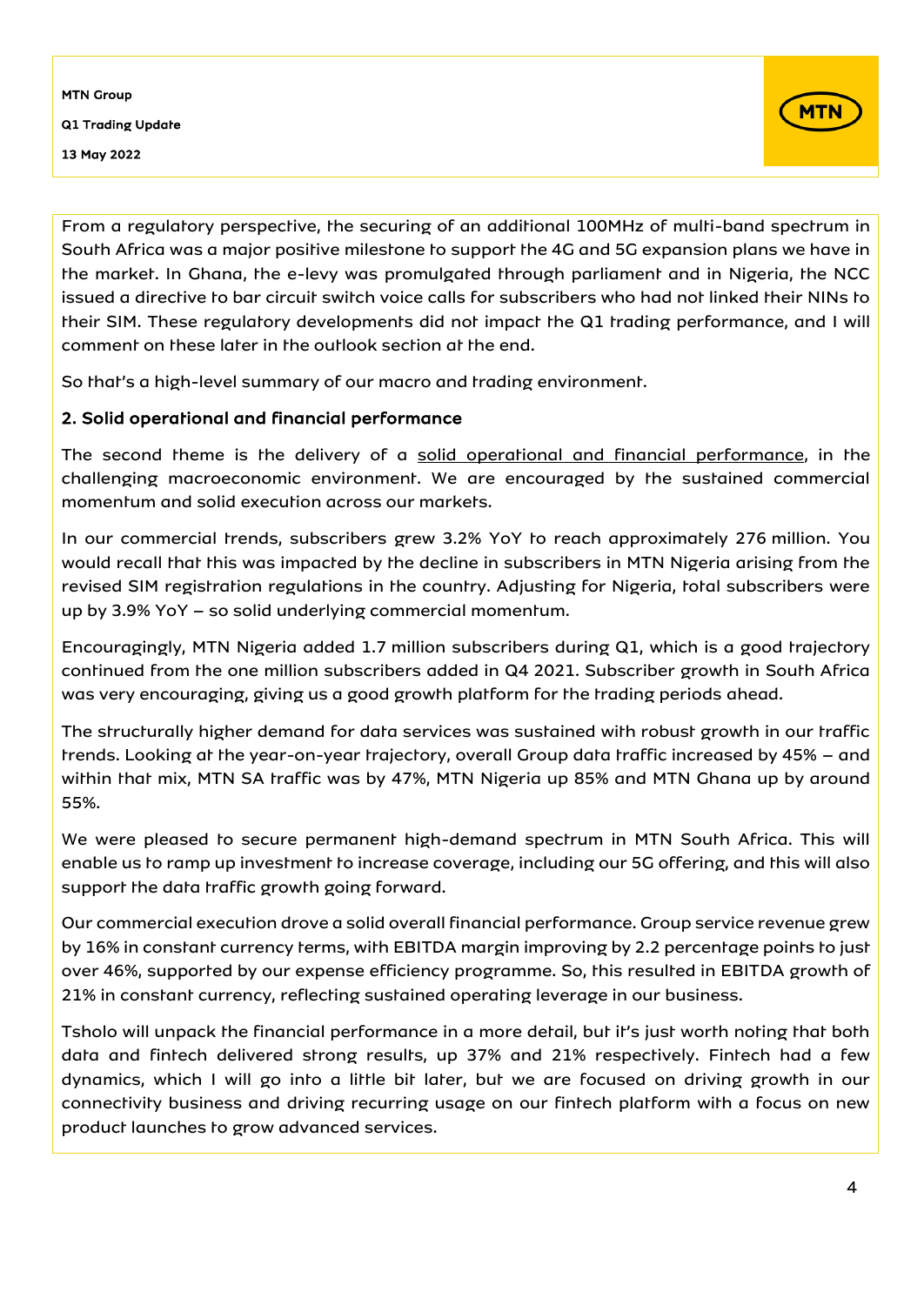From a regulatory perspective, the securing of an additional 100MHz of multi-band spectrum in South Africa was a major positive milestone to support the 4G and 5G expansion plans we have in the market. In Ghana, the e-levy was promulgated through parliament and in Nigeria, the NCC issued a directive to bar circuit switch voice calls for subscribers who had not linked their NINs to their SIM. These regulatory developments did not impact the Q1 trading performance, and I will comment on these later in the outlook section at the end.

So that's a high-level summary of our macro and trading environment.

## 2. Solid operational and financial performance

The second theme is the delivery of a solid operational and financial performance, in the challenging macroeconomic environment. We are encouraged by the sustained commercial momentum and solid execution across our markets.

In our commercial trends, subscribers grew 3.2% YoY to reach approximately 276 million. You would recall that this was impacted by the decline in subscribers in MTN Nigeria arising from the revised SIM registration regulations in the country. Adjusting for Nigeria, total subscribers were up by 3.9% YoY – so solid underlying commercial momentum.

Encouragingly, MTN Nigeria added 1.7 million subscribers during Q1, which is a good trajectory continued from the one million subscribers added in Q4 2021. Subscriber growth in South Africa was very encouraging, giving us a good growth platform for the trading periods ahead.

The structurally higher demand for data services was sustained with robust growth in our traffic trends. Looking at the year-on-year trajectory, overall Group data traffic increased by 45% – and within that mix, MTN SA traffic was by 47%, MTN Nigeria up 85% and MTN Ghana up by around 55%.

We were pleased to secure permanent high-demand spectrum in MTN South Africa. This will enable us to ramp up investment to increase coverage, including our 5G offering, and this will also support the data traffic growth going forward.

Our commercial execution drove a solid overall financial performance. Group service revenue grew by 16% in constant currency terms, with EBITDA margin improving by 2.2 percentage points to just over 46%, supported by our expense efficiency programme. So, this resulted in EBITDA growth of 21% in constant currency, reflecting sustained operating leverage in our business.

Tsholo will unpack the financial performance in a more detail, but it's just worth noting that both data and fintech delivered strong results, up 37% and 21% respectively. Fintech had a few dynamics, which I will go into a little bit later, but we are focused on driving growth in our connectivity business and driving recurring usage on our fintech platform with a focus on new product launches to grow advanced services.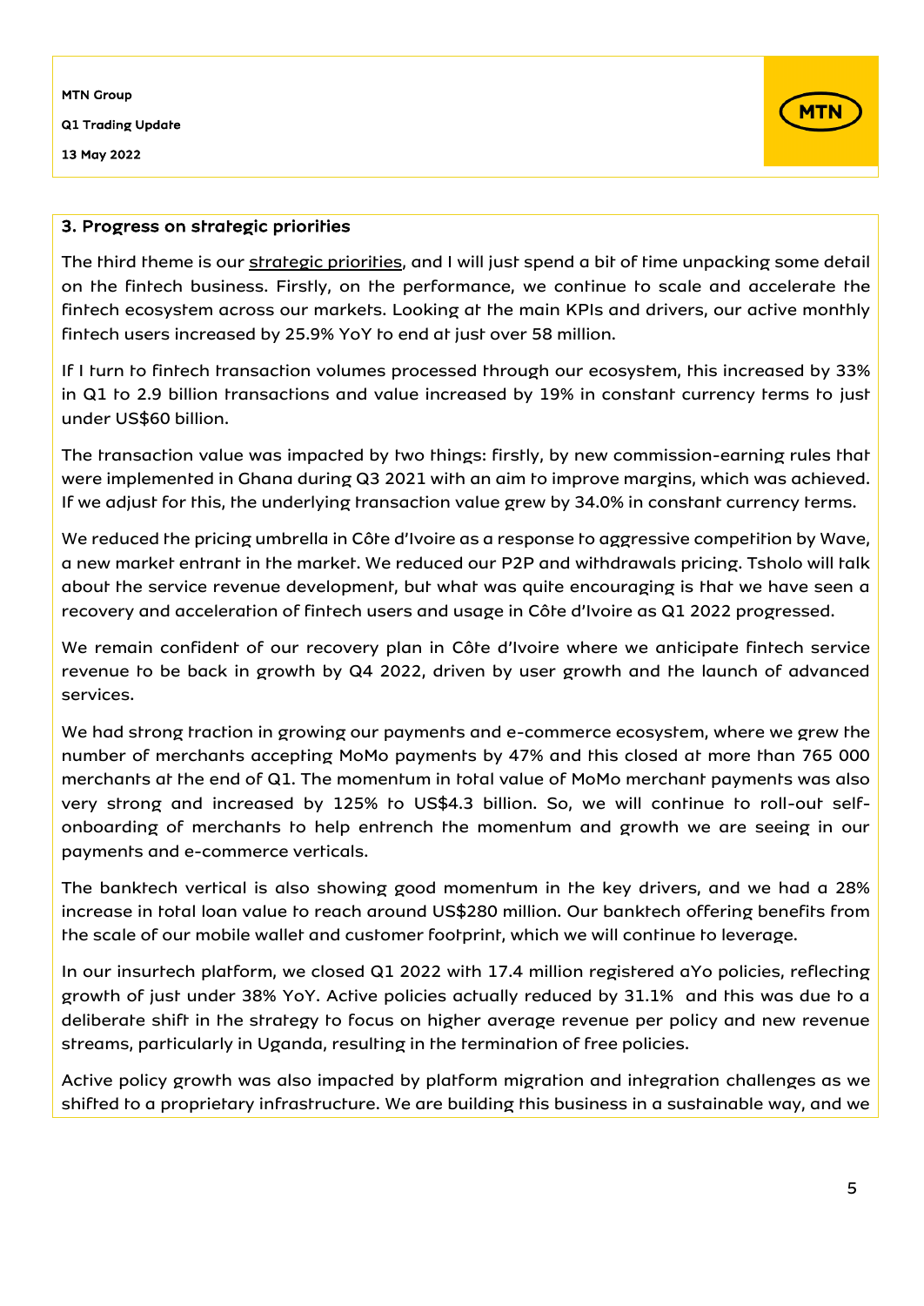## 3. Progress on strategic priorities

The third theme is our strategic priorities, and I will just spend a bit of time unpacking some detail on the fintech business. Firstly, on the performance, we continue to scale and accelerate the fintech ecosystem across our markets. Looking at the main KPIs and drivers, our active monthly fintech users increased by 25.9% YoY to end at just over 58 million.

If I turn to fintech transaction volumes processed through our ecosystem, this increased by 33% in Q1 to 2.9 billion transactions and value increased by 19% in constant currency terms to just under US$60 billion.

The transaction value was impacted by two things: firstly, by new commission-earning rules that were implemented in Ghana during Q3 2021 with an aim to improve margins, which was achieved. If we adjust for this, the underlying transaction value grew by 34.0% in constant currency terms.

We reduced the pricing umbrella in Côte d'Ivoire as a response to aggressive competition by Wave, a new market entrant in the market. We reduced our P2P and withdrawals pricing. Tsholo will talk about the service revenue development, but what was quite encouraging is that we have seen a recovery and acceleration of fintech users and usage in Côte d'Ivoire as Q1 2022 progressed.

We remain confident of our recovery plan in Côte d'Ivoire where we anticipate fintech service revenue to be back in growth by Q4 2022, driven by user growth and the launch of advanced services.

We had strong traction in growing our payments and e-commerce ecosystem, where we grew the number of merchants accepting MoMo payments by 47% and this closed at more than 765 000 merchants at the end of Q1. The momentum in total value of MoMo merchant payments was also very strong and increased by 125% to US$4.3 billion. So, we will continue to roll-out self-onboarding of merchants to help entrench the momentum and growth we are seeing in our payments and e-commerce verticals.

The banktech vertical is also showing good momentum in the key drivers, and we had a 28% increase in total loan value to reach around US$280 million. Our banktech offering benefits from the scale of our mobile wallet and customer footprint, which we will continue to leverage.

In our insurtech platform, we closed Q1 2022 with 17.4 million registered aYo policies, reflecting growth of just under 38% YoY. Active policies actually reduced by 31.1% and this was due to a deliberate shift in the strategy to focus on higher average revenue per policy and new revenue streams, particularly in Uganda, resulting in the termination of free policies.

Active policy growth was also impacted by platform migration and integration challenges as we shifted to a proprietary infrastructure. We are building this business in a sustainable way, and we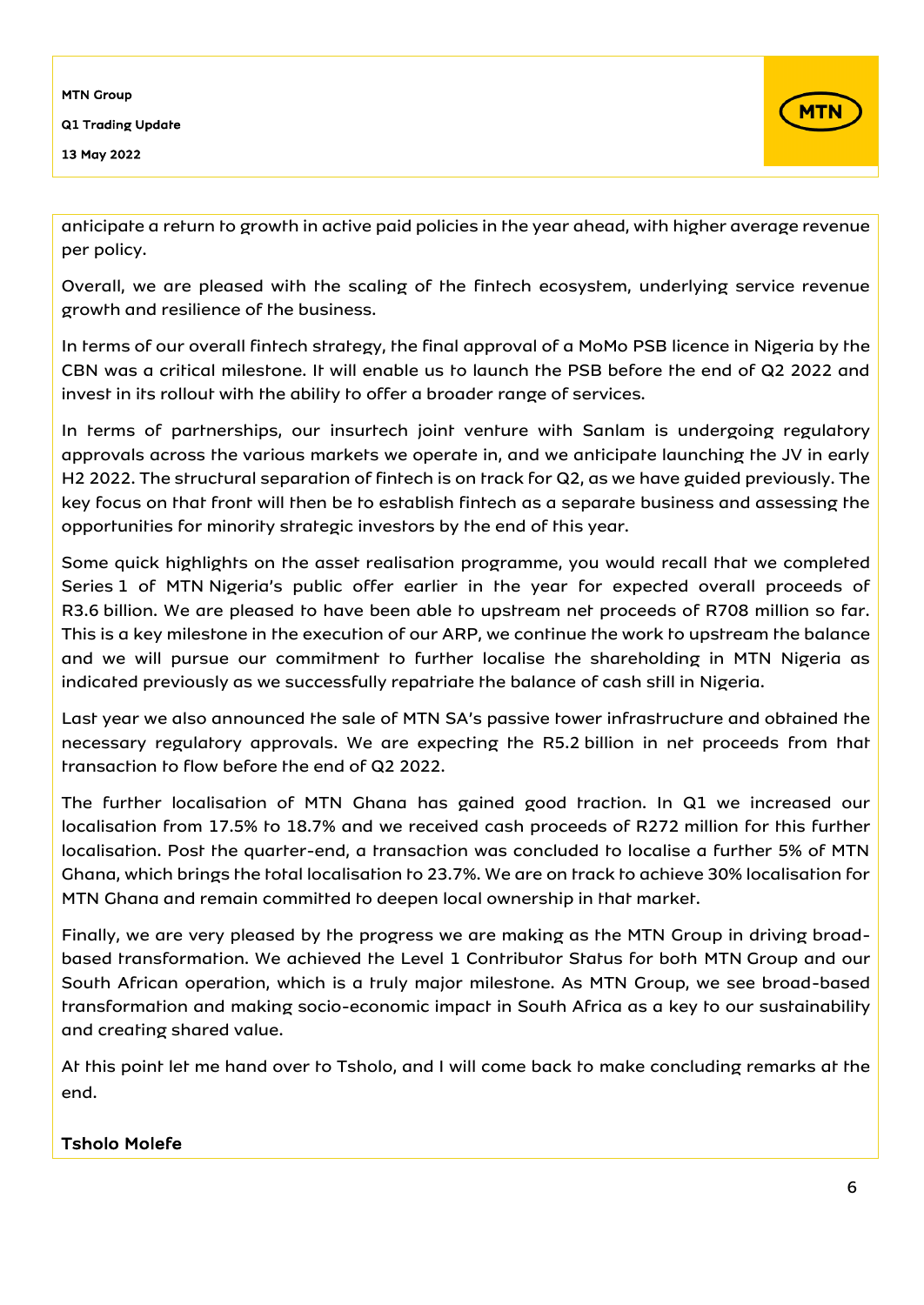anticipate a return to growth in active paid policies in the year ahead, with higher average revenue per policy.

Overall, we are pleased with the scaling of the fintech ecosystem, underlying service revenue growth and resilience of the business.

In terms of our overall fintech strategy, the final approval of a MoMo PSB licence in Nigeria by the CBN was a critical milestone. It will enable us to launch the PSB before the end of Q2 2022 and invest in its rollout with the ability to offer a broader range of services.

In terms of partnerships, our insurtech joint venture with Sanlam is undergoing regulatory approvals across the various markets we operate in, and we anticipate launching the JV in early H2 2022. The structural separation of fintech is on track for Q2, as we have guided previously. The key focus on that front will then be to establish fintech as a separate business and assessing the opportunities for minority strategic investors by the end of this year.

Some quick highlights on the asset realisation programme, you would recall that we completed Series 1 of MTN Nigeria's public offer earlier in the year for expected overall proceeds of R3.6 billion. We are pleased to have been able to upstream net proceeds of R708 million so far. This is a key milestone in the execution of our ARP, we continue the work to upstream the balance and we will pursue our commitment to further localise the shareholding in MTN Nigeria as indicated previously as we successfully repatriate the balance of cash still in Nigeria.

Last year we also announced the sale of MTN SA's passive tower infrastructure and obtained the necessary regulatory approvals. We are expecting the R5.2 billion in net proceeds from that transaction to flow before the end of Q2 2022.

The further localisation of MTN Ghana has gained good traction. In Q1 we increased our localisation from 17.5% to 18.7% and we received cash proceeds of R272 million for this further localisation. Post the quarter-end, a transaction was concluded to localise a further 5% of MTN Ghana, which brings the total localisation to 23.7%. We are on track to achieve 30% localisation for MTN Ghana and remain committed to deepen local ownership in that market.

Finally, we are very pleased by the progress we are making as the MTN Group in driving broad-based transformation. We achieved the Level 1 Contributor Status for both MTN Group and our South African operation, which is a truly major milestone. As MTN Group, we see broad-based transformation and making socio-economic impact in South Africa as a key to our sustainability and creating shared value.

At this point let me hand over to Tsholo, and I will come back to make concluding remarks at the end.

**Tsholo Molefe**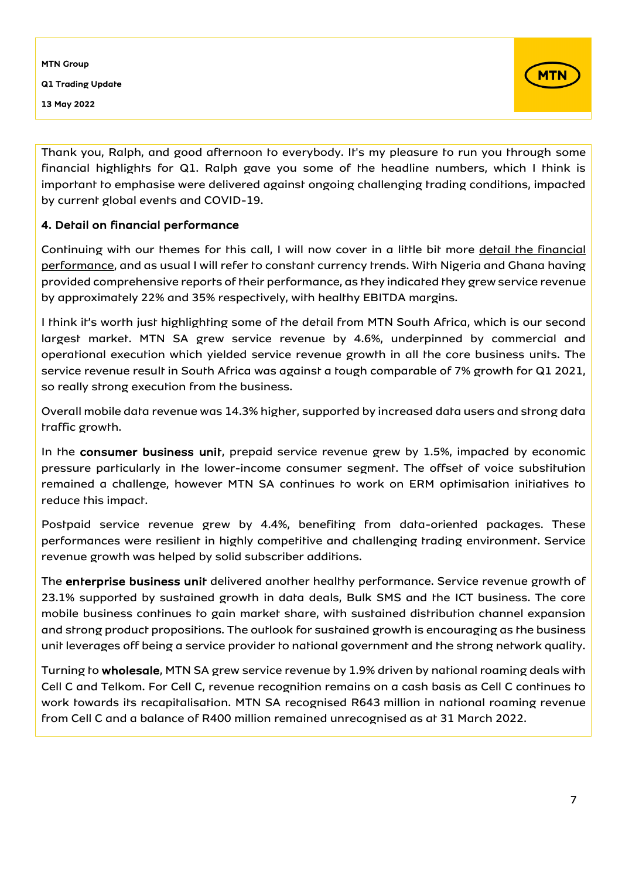Thank you, Ralph, and good afternoon to everybody. It's my pleasure to run you through some financial highlights for Q1. Ralph gave you some of the headline numbers, which I think is important to emphasise were delivered against ongoing challenging trading conditions, impacted by current global events and COVID-19.

## 4. Detail on financial performance

Continuing with our themes for this call, I will now cover in a little bit more detail the financial performance, and as usual I will refer to constant currency trends. With Nigeria and Ghana having provided comprehensive reports of their performance, as they indicated they grew service revenue by approximately 22% and 35% respectively, with healthy EBITDA margins.

I think it's worth just highlighting some of the detail from MTN South Africa, which is our second largest market. MTN SA grew service revenue by 4.6%, underpinned by commercial and operational execution which yielded service revenue growth in all the core business units. The service revenue result in South Africa was against a tough comparable of 7% growth for Q1 2021, so really strong execution from the business.

Overall mobile data revenue was 14.3% higher, supported by increased data users and strong data traffic growth.

In the **consumer business unit**, prepaid service revenue grew by 1.5%, impacted by economic pressure particularly in the lower-income consumer segment. The offset of voice substitution remained a challenge, however MTN SA continues to work on ERM optimisation initiatives to reduce this impact.

Postpaid service revenue grew by 4.4%, benefiting from data-oriented packages. These performances were resilient in highly competitive and challenging trading environment. Service revenue growth was helped by solid subscriber additions.

The **enterprise business unit** delivered another healthy performance. Service revenue growth of 23.1% supported by sustained growth in data deals, Bulk SMS and the ICT business. The core mobile business continues to gain market share, with sustained distribution channel expansion and strong product propositions. The outlook for sustained growth is encouraging as the business unit leverages off being a service provider to national government and the strong network quality.

Turning to **wholesale**, MTN SA grew service revenue by 1.9% driven by national roaming deals with Cell C and Telkom. For Cell C, revenue recognition remains on a cash basis as Cell C continues to work towards its recapitalisation. MTN SA recognised R643 million in national roaming revenue from Cell C and a balance of R400 million remained unrecognised as at 31 March 2022.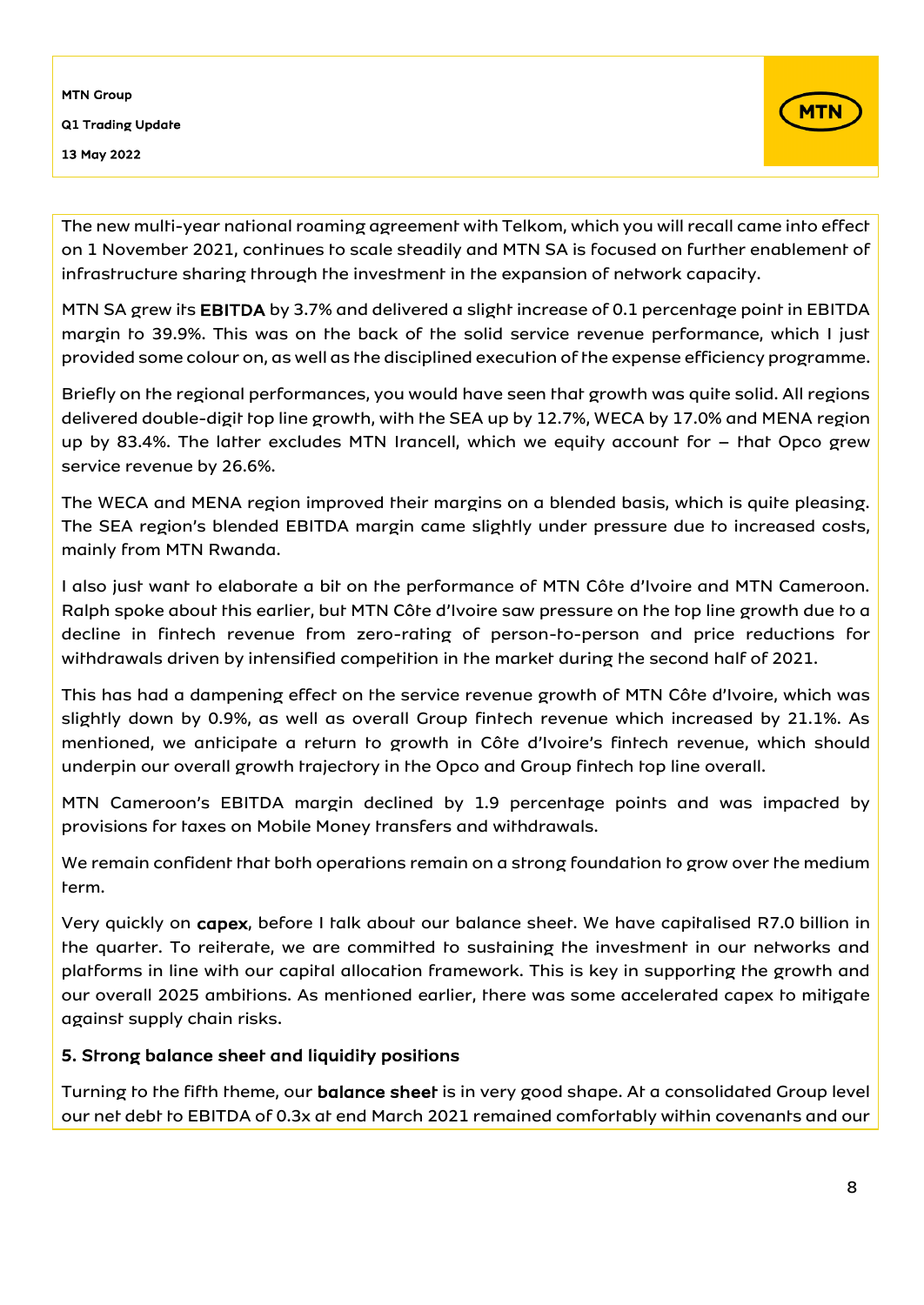The new multi-year national roaming agreement with Telkom, which you will recall came into effect on 1 November 2021, continues to scale steadily and MTN SA is focused on further enablement of infrastructure sharing through the investment in the expansion of network capacity.

MTN SA grew its **EBITDA** by 3.7% and delivered a slight increase of 0.1 percentage point in EBITDA margin to 39.9%. This was on the back of the solid service revenue performance, which I just provided some colour on, as well as the disciplined execution of the expense efficiency programme.

Briefly on the regional performances, you would have seen that growth was quite solid. All regions delivered double-digit top line growth, with the SEA up by 12.7%, WECA by 17.0% and MENA region up by 83.4%. The latter excludes MTN Irancell, which we equity account for – that Opco grew service revenue by 26.6%.

The WECA and MENA region improved their margins on a blended basis, which is quite pleasing. The SEA region's blended EBITDA margin came slightly under pressure due to increased costs, mainly from MTN Rwanda.

I also just want to elaborate a bit on the performance of MTN Côte d'Ivoire and MTN Cameroon. Ralph spoke about this earlier, but MTN Côte d'Ivoire saw pressure on the top line growth due to a decline in fintech revenue from zero-rating of person-to-person and price reductions for withdrawals driven by intensified competition in the market during the second half of 2021.

This has had a dampening effect on the service revenue growth of MTN Côte d'Ivoire, which was slightly down by 0.9%, as well as overall Group fintech revenue which increased by 21.1%. As mentioned, we anticipate a return to growth in Côte d'Ivoire's fintech revenue, which should underpin our overall growth trajectory in the Opco and Group fintech top line overall.

MTN Cameroon's EBITDA margin declined by 1.9 percentage points and was impacted by provisions for taxes on Mobile Money transfers and withdrawals.

We remain confident that both operations remain on a strong foundation to grow over the medium term.

Very quickly on **capex**, before I talk about our balance sheet. We have capitalised R7.0 billion in the quarter. To reiterate, we are committed to sustaining the investment in our networks and platforms in line with our capital allocation framework. This is key in supporting the growth and our overall 2025 ambitions. As mentioned earlier, there was some accelerated capex to mitigate against supply chain risks.

### 5. Strong balance sheet and liquidity positions

Turning to the fifth theme, our **balance sheet** is in very good shape. At a consolidated Group level our net debt to EBITDA of 0.3x at end March 2021 remained comfortably within covenants and our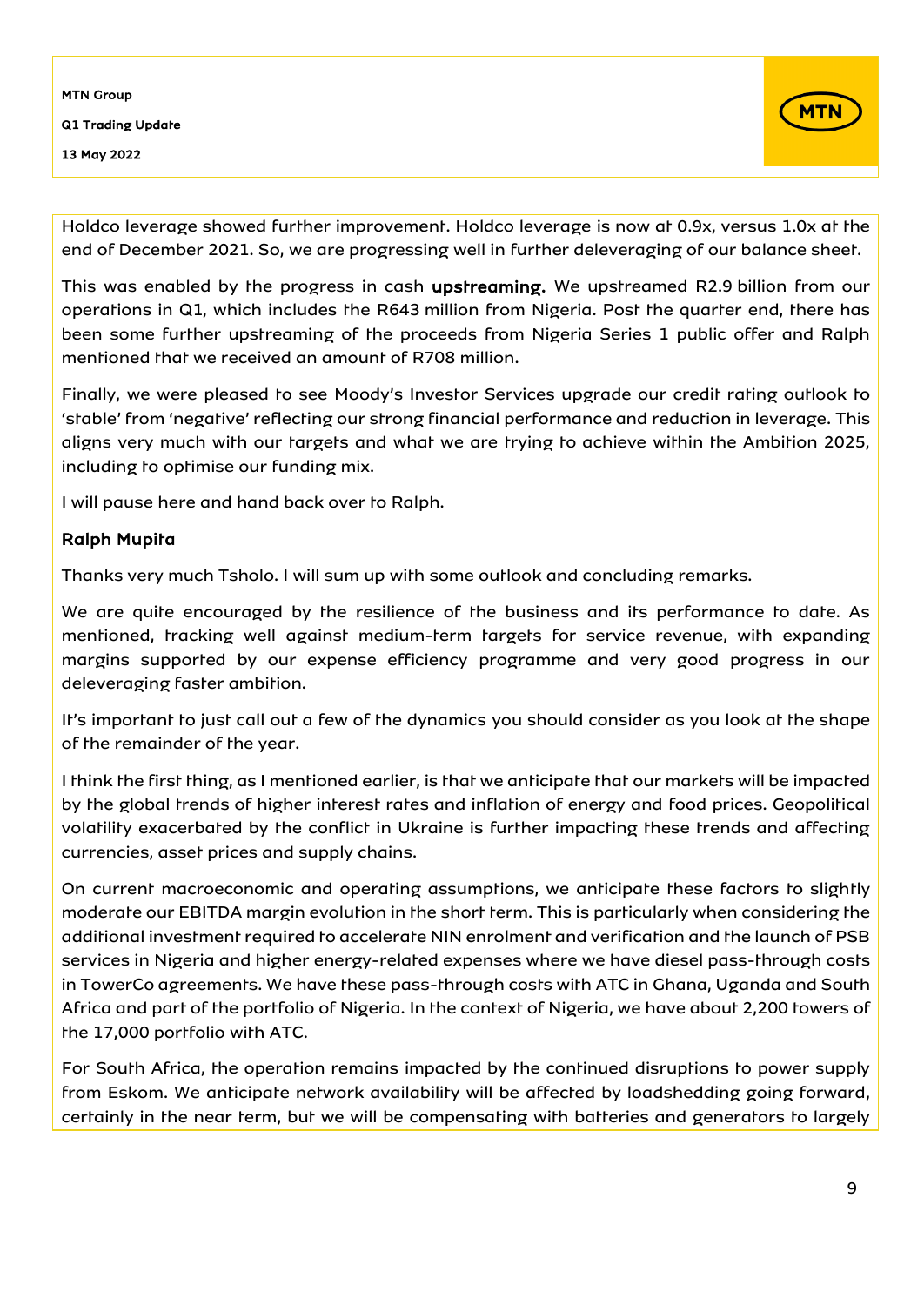Holdco leverage showed further improvement. Holdco leverage is now at 0.9x, versus 1.0x at the end of December 2021. So, we are progressing well in further deleveraging of our balance sheet.

This was enabled by the progress in cash **upstreaming.** We upstreamed R2.9 billion from our operations in Q1, which includes the R643 million from Nigeria. Post the quarter end, there has been some further upstreaming of the proceeds from Nigeria Series 1 public offer and Ralph mentioned that we received an amount of R708 million.

Finally, we were pleased to see Moody's Investor Services upgrade our credit rating outlook to 'stable' from 'negative' reflecting our strong financial performance and reduction in leverage. This aligns very much with our targets and what we are trying to achieve within the Ambition 2025, including to optimise our funding mix.

I will pause here and hand back over to Ralph.

**Ralph Mupita**

Thanks very much Tsholo. I will sum up with some outlook and concluding remarks.

We are quite encouraged by the resilience of the business and its performance to date. As mentioned, tracking well against medium-term targets for service revenue, with expanding margins supported by our expense efficiency programme and very good progress in our deleveraging faster ambition.

It's important to just call out a few of the dynamics you should consider as you look at the shape of the remainder of the year.

I think the first thing, as I mentioned earlier, is that we anticipate that our markets will be impacted by the global trends of higher interest rates and inflation of energy and food prices. Geopolitical volatility exacerbated by the conflict in Ukraine is further impacting these trends and affecting currencies, asset prices and supply chains.

On current macroeconomic and operating assumptions, we anticipate these factors to slightly moderate our EBITDA margin evolution in the short term. This is particularly when considering the additional investment required to accelerate NIN enrolment and verification and the launch of PSB services in Nigeria and higher energy-related expenses where we have diesel pass-through costs in TowerCo agreements. We have these pass-through costs with ATC in Ghana, Uganda and South Africa and part of the portfolio of Nigeria. In the context of Nigeria, we have about 2,200 towers of the 17,000 portfolio with ATC.

For South Africa, the operation remains impacted by the continued disruptions to power supply from Eskom. We anticipate network availability will be affected by loadshedding going forward, certainly in the near term, but we will be compensating with batteries and generators to largely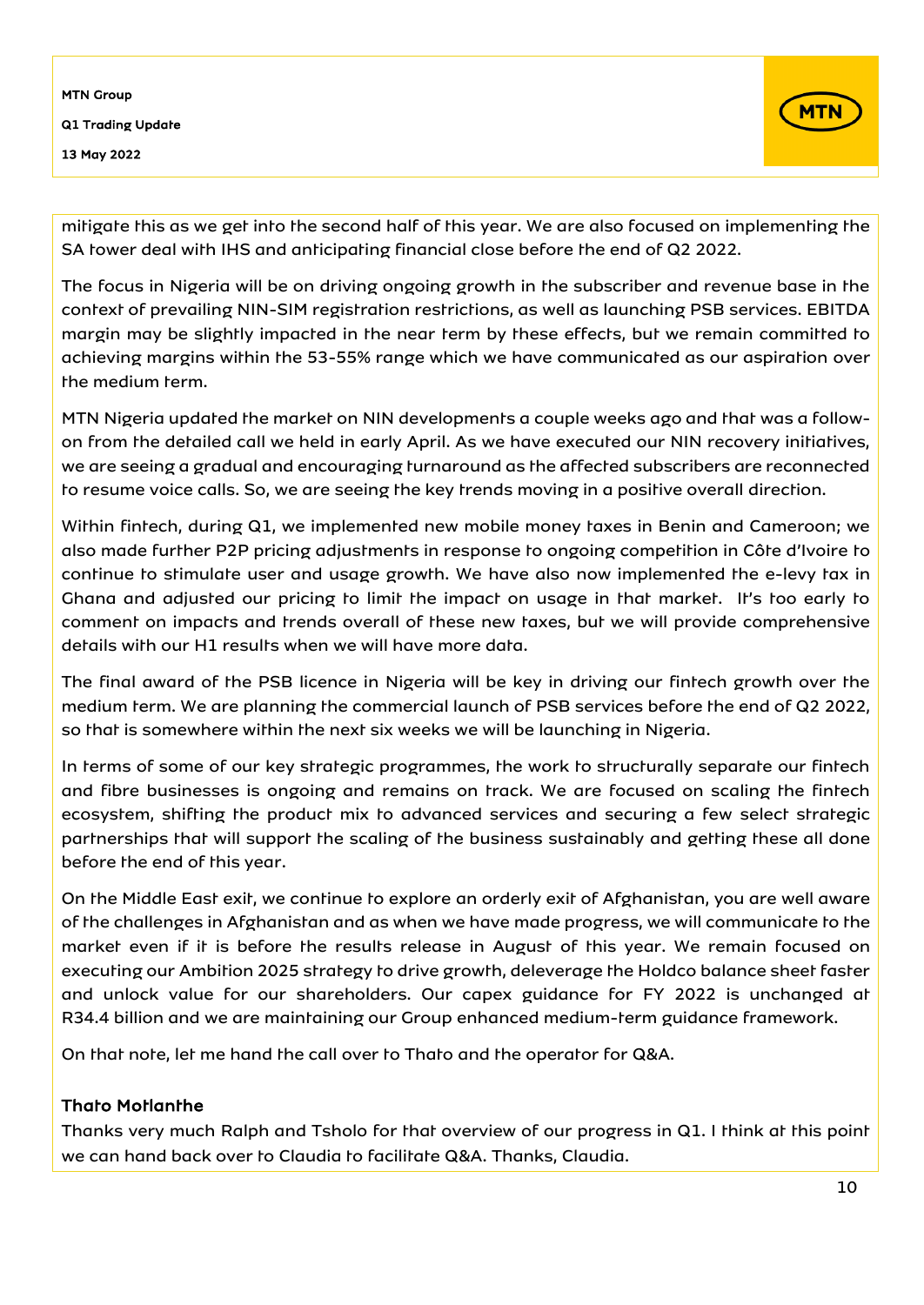mitigate this as we get into the second half of this year. We are also focused on implementing the SA tower deal with IHS and anticipating financial close before the end of Q2 2022.

The focus in Nigeria will be on driving ongoing growth in the subscriber and revenue base in the context of prevailing NIN-SIM registration restrictions, as well as launching PSB services. EBITDA margin may be slightly impacted in the near term by these effects, but we remain committed to achieving margins within the 53-55% range which we have communicated as our aspiration over the medium term.

MTN Nigeria updated the market on NIN developments a couple weeks ago and that was a follow-on from the detailed call we held in early April. As we have executed our NIN recovery initiatives, we are seeing a gradual and encouraging turnaround as the affected subscribers are reconnected to resume voice calls. So, we are seeing the key trends moving in a positive overall direction.

Within fintech, during Q1, we implemented new mobile money taxes in Benin and Cameroon; we also made further P2P pricing adjustments in response to ongoing competition in Côte d'Ivoire to continue to stimulate user and usage growth. We have also now implemented the e-levy tax in Ghana and adjusted our pricing to limit the impact on usage in that market. It's too early to comment on impacts and trends overall of these new taxes, but we will provide comprehensive details with our H1 results when we will have more data.

The final award of the PSB licence in Nigeria will be key in driving our fintech growth over the medium term. We are planning the commercial launch of PSB services before the end of Q2 2022, so that is somewhere within the next six weeks we will be launching in Nigeria.

In terms of some of our key strategic programmes, the work to structurally separate our fintech and fibre businesses is ongoing and remains on track. We are focused on scaling the fintech ecosystem, shifting the product mix to advanced services and securing a few select strategic partnerships that will support the scaling of the business sustainably and getting these all done before the end of this year.

On the Middle East exit, we continue to explore an orderly exit of Afghanistan, you are well aware of the challenges in Afghanistan and as when we have made progress, we will communicate to the market even if it is before the results release in August of this year. We remain focused on executing our Ambition 2025 strategy to drive growth, deleverage the Holdco balance sheet faster and unlock value for our shareholders. Our capex guidance for FY 2022 is unchanged at R34.4 billion and we are maintaining our Group enhanced medium-term guidance framework.

On that note, let me hand the call over to Thato and the operator for Q&A.

### Thato Motlanthe

Thanks very much Ralph and Tsholo for that overview of our progress in Q1. I think at this point we can hand back over to Claudia to facilitate Q&A. Thanks, Claudia.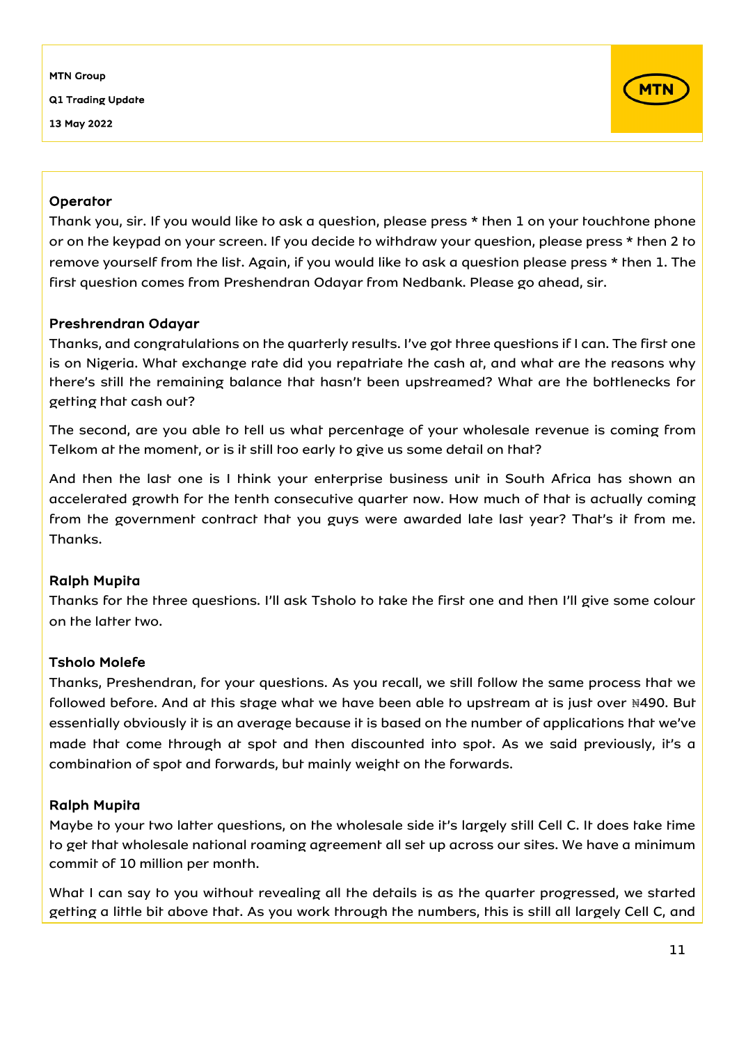**Operator**

Thank you, sir. If you would like to ask a question, please press * then 1 on your touchtone phone or on the keypad on your screen. If you decide to withdraw your question, please press * then 2 to remove yourself from the list. Again, if you would like to ask a question please press * then 1. The first question comes from Preshendran Odayar from Nedbank. Please go ahead, sir.

**Preshrendran Odayar**

Thanks, and congratulations on the quarterly results. I've got three questions if I can. The first one is on Nigeria. What exchange rate did you repatriate the cash at, and what are the reasons why there's still the remaining balance that hasn't been upstreamed? What are the bottlenecks for getting that cash out?

The second, are you able to tell us what percentage of your wholesale revenue is coming from Telkom at the moment, or is it still too early to give us some detail on that?

And then the last one is I think your enterprise business unit in South Africa has shown an accelerated growth for the tenth consecutive quarter now. How much of that is actually coming from the government contract that you guys were awarded late last year? That's it from me. Thanks.

**Ralph Mupita**

Thanks for the three questions. I'll ask Tsholo to take the first one and then I'll give some colour on the latter two.

**Tsholo Molefe**

Thanks, Preshendran, for your questions. As you recall, we still follow the same process that we followed before. And at this stage what we have been able to upstream at is just over ₦490. But essentially obviously it is an average because it is based on the number of applications that we've made that come through at spot and then discounted into spot. As we said previously, it's a combination of spot and forwards, but mainly weight on the forwards.

**Ralph Mupita**

Maybe to your two latter questions, on the wholesale side it's largely still Cell C. It does take time to get that wholesale national roaming agreement all set up across our sites. We have a minimum commit of 10 million per month.

What I can say to you without revealing all the details is as the quarter progressed, we started getting a little bit above that. As you work through the numbers, this is still all largely Cell C, and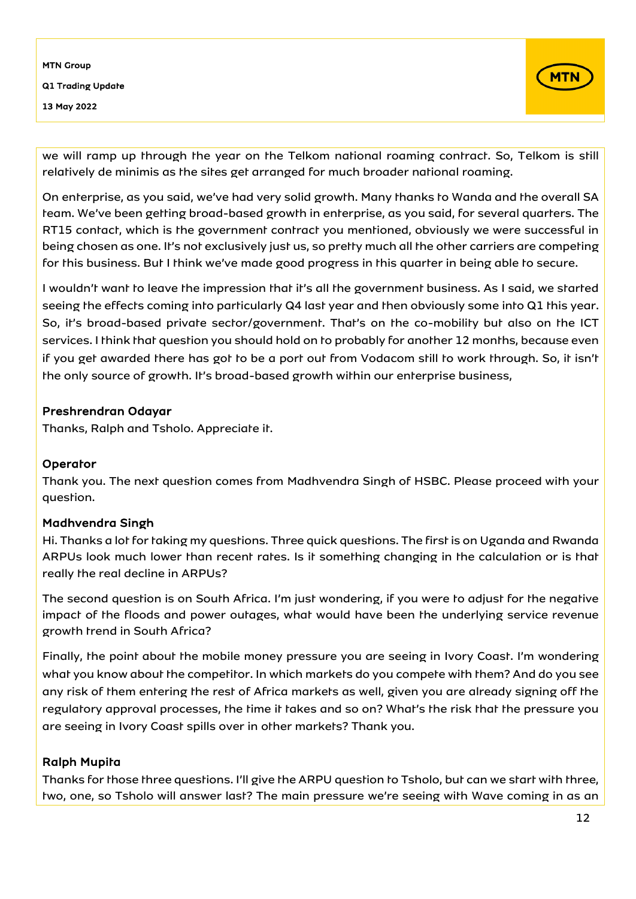we will ramp up through the year on the Telkom national roaming contract. So, Telkom is still relatively de minimis as the sites get arranged for much broader national roaming.

On enterprise, as you said, we've had very solid growth. Many thanks to Wanda and the overall SA team. We've been getting broad-based growth in enterprise, as you said, for several quarters. The RT15 contact, which is the government contract you mentioned, obviously we were successful in being chosen as one. It's not exclusively just us, so pretty much all the other carriers are competing for this business. But I think we've made good progress in this quarter in being able to secure.

I wouldn't want to leave the impression that it's all the government business. As I said, we started seeing the effects coming into particularly Q4 last year and then obviously some into Q1 this year. So, it's broad-based private sector/government. That's on the co-mobility but also on the ICT services. I think that question you should hold on to probably for another 12 months, because even if you get awarded there has got to be a port out from Vodacom still to work through. So, it isn't the only source of growth. It's broad-based growth within our enterprise business,

**Preshrendran Odayar**
Thanks, Ralph and Tsholo. Appreciate it.

**Operator**
Thank you. The next question comes from Madhvendra Singh of HSBC. Please proceed with your question.

**Madhvendra Singh**
Hi. Thanks a lot for taking my questions. Three quick questions. The first is on Uganda and Rwanda ARPUs look much lower than recent rates. Is it something changing in the calculation or is that really the real decline in ARPUs?

The second question is on South Africa. I'm just wondering, if you were to adjust for the negative impact of the floods and power outages, what would have been the underlying service revenue growth trend in South Africa?

Finally, the point about the mobile money pressure you are seeing in Ivory Coast. I'm wondering what you know about the competitor. In which markets do you compete with them? And do you see any risk of them entering the rest of Africa markets as well, given you are already signing off the regulatory approval processes, the time it takes and so on? What's the risk that the pressure you are seeing in Ivory Coast spills over in other markets? Thank you.

**Ralph Mupita**
Thanks for those three questions. I'll give the ARPU question to Tsholo, but can we start with three, two, one, so Tsholo will answer last? The main pressure we're seeing with Wave coming in as an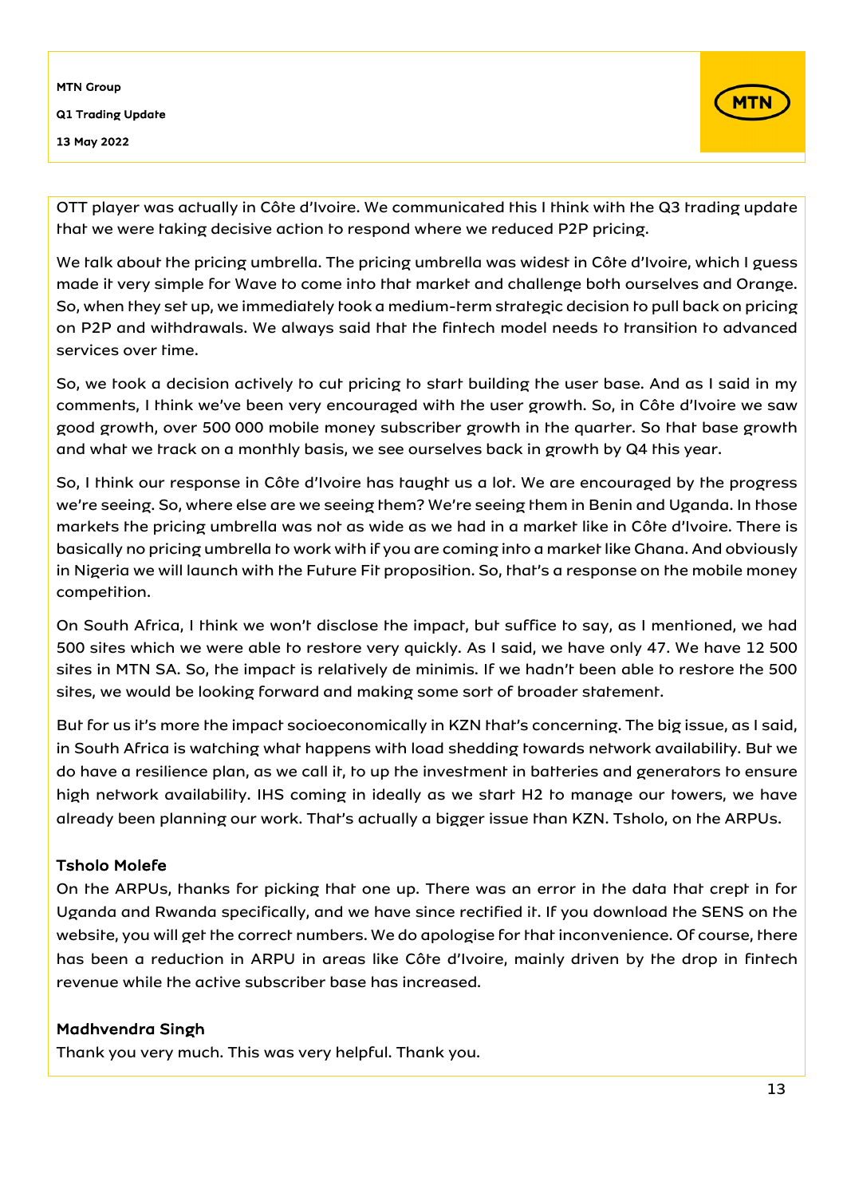OTT player was actually in Côte d'Ivoire. We communicated this I think with the Q3 trading update that we were taking decisive action to respond where we reduced P2P pricing.

We talk about the pricing umbrella. The pricing umbrella was widest in Côte d'Ivoire, which I guess made it very simple for Wave to come into that market and challenge both ourselves and Orange. So, when they set up, we immediately took a medium-term strategic decision to pull back on pricing on P2P and withdrawals. We always said that the fintech model needs to transition to advanced services over time.

So, we took a decision actively to cut pricing to start building the user base. And as I said in my comments, I think we've been very encouraged with the user growth. So, in Côte d'Ivoire we saw good growth, over 500 000 mobile money subscriber growth in the quarter. So that base growth and what we track on a monthly basis, we see ourselves back in growth by Q4 this year.

So, I think our response in Côte d'Ivoire has taught us a lot. We are encouraged by the progress we're seeing. So, where else are we seeing them? We're seeing them in Benin and Uganda. In those markets the pricing umbrella was not as wide as we had in a market like in Côte d'Ivoire. There is basically no pricing umbrella to work with if you are coming into a market like Ghana. And obviously in Nigeria we will launch with the Future Fit proposition. So, that's a response on the mobile money competition.

On South Africa, I think we won't disclose the impact, but suffice to say, as I mentioned, we had 500 sites which we were able to restore very quickly. As I said, we have only 47. We have 12 500 sites in MTN SA. So, the impact is relatively de minimis. If we hadn't been able to restore the 500 sites, we would be looking forward and making some sort of broader statement.

But for us it's more the impact socioeconomically in KZN that's concerning. The big issue, as I said, in South Africa is watching what happens with load shedding towards network availability. But we do have a resilience plan, as we call it, to up the investment in batteries and generators to ensure high network availability. IHS coming in ideally as we start H2 to manage our towers, we have already been planning our work. That's actually a bigger issue than KZN. Tsholo, on the ARPUs.

**Tsholo Molefe**

On the ARPUs, thanks for picking that one up. There was an error in the data that crept in for Uganda and Rwanda specifically, and we have since rectified it. If you download the SENS on the website, you will get the correct numbers. We do apologise for that inconvenience. Of course, there has been a reduction in ARPU in areas like Côte d'Ivoire, mainly driven by the drop in fintech revenue while the active subscriber base has increased.

**Madhvendra Singh**

Thank you very much. This was very helpful. Thank you.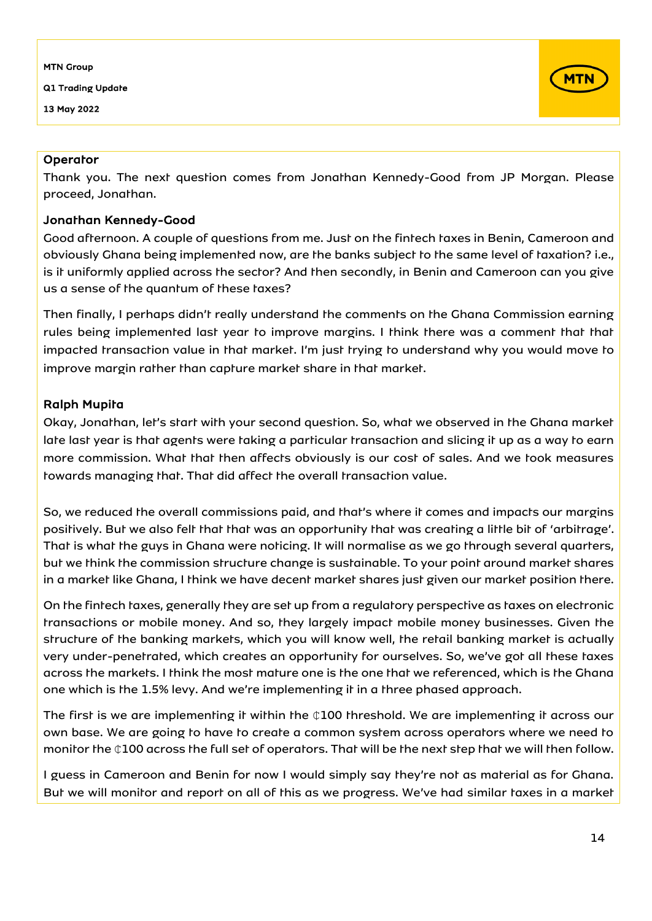**Operator**

Thank you. The next question comes from Jonathan Kennedy-Good from JP Morgan. Please proceed, Jonathan.

**Jonathan Kennedy-Good**

Good afternoon. A couple of questions from me. Just on the fintech taxes in Benin, Cameroon and obviously Ghana being implemented now, are the banks subject to the same level of taxation? i.e., is it uniformly applied across the sector? And then secondly, in Benin and Cameroon can you give us a sense of the quantum of these taxes?

Then finally, I perhaps didn't really understand the comments on the Ghana Commission earning rules being implemented last year to improve margins. I think there was a comment that that impacted transaction value in that market. I'm just trying to understand why you would move to improve margin rather than capture market share in that market.

**Ralph Mupita**

Okay, Jonathan, let's start with your second question. So, what we observed in the Ghana market late last year is that agents were taking a particular transaction and slicing it up as a way to earn more commission. What that then affects obviously is our cost of sales. And we took measures towards managing that. That did affect the overall transaction value.

So, we reduced the overall commissions paid, and that's where it comes and impacts our margins positively. But we also felt that that was an opportunity that was creating a little bit of 'arbitrage'. That is what the guys in Ghana were noticing. It will normalise as we go through several quarters, but we think the commission structure change is sustainable. To your point around market shares in a market like Ghana, I think we have decent market shares just given our market position there.

On the fintech taxes, generally they are set up from a regulatory perspective as taxes on electronic transactions or mobile money. And so, they largely impact mobile money businesses. Given the structure of the banking markets, which you will know well, the retail banking market is actually very under-penetrated, which creates an opportunity for ourselves. So, we've got all these taxes across the markets. I think the most mature one is the one that we referenced, which is the Ghana one which is the 1.5% levy. And we're implementing it in a three phased approach.

The first is we are implementing it within the ₵100 threshold. We are implementing it across our own base. We are going to have to create a common system across operators where we need to monitor the ₵100 across the full set of operators. That will be the next step that we will then follow.

I guess in Cameroon and Benin for now I would simply say they're not as material as for Ghana. But we will monitor and report on all of this as we progress. We've had similar taxes in a market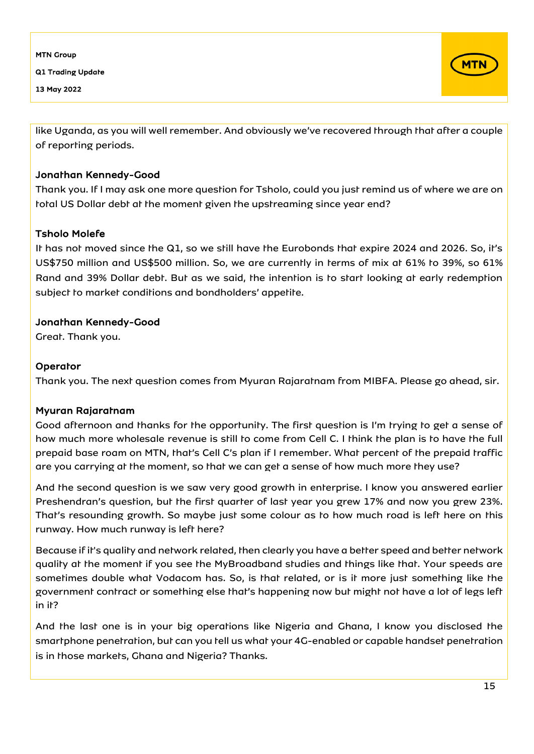like Uganda, as you will well remember. And obviously we've recovered through that after a couple of reporting periods.

**Jonathan Kennedy-Good**

Thank you. If I may ask one more question for Tsholo, could you just remind us of where we are on total US Dollar debt at the moment given the upstreaming since year end?

**Tsholo Molefe**

It has not moved since the Q1, so we still have the Eurobonds that expire 2024 and 2026. So, it's US$750 million and US$500 million. So, we are currently in terms of mix at 61% to 39%, so 61% Rand and 39% Dollar debt. But as we said, the intention is to start looking at early redemption subject to market conditions and bondholders' appetite.

**Jonathan Kennedy-Good**

Great. Thank you.

**Operator**

Thank you. The next question comes from Myuran Rajaratnam from MIBFA. Please go ahead, sir.

**Myuran Rajaratnam**

Good afternoon and thanks for the opportunity. The first question is I'm trying to get a sense of how much more wholesale revenue is still to come from Cell C. I think the plan is to have the full prepaid base roam on MTN, that's Cell C's plan if I remember. What percent of the prepaid traffic are you carrying at the moment, so that we can get a sense of how much more they use?

And the second question is we saw very good growth in enterprise. I know you answered earlier Preshendran's question, but the first quarter of last year you grew 17% and now you grew 23%. That's resounding growth. So maybe just some colour as to how much road is left here on this runway. How much runway is left here?

Because if it's quality and network related, then clearly you have a better speed and better network quality at the moment if you see the MyBroadband studies and things like that. Your speeds are sometimes double what Vodacom has. So, is that related, or is it more just something like the government contract or something else that's happening now but might not have a lot of legs left in it?

And the last one is in your big operations like Nigeria and Ghana, I know you disclosed the smartphone penetration, but can you tell us what your 4G-enabled or capable handset penetration is in those markets, Ghana and Nigeria? Thanks.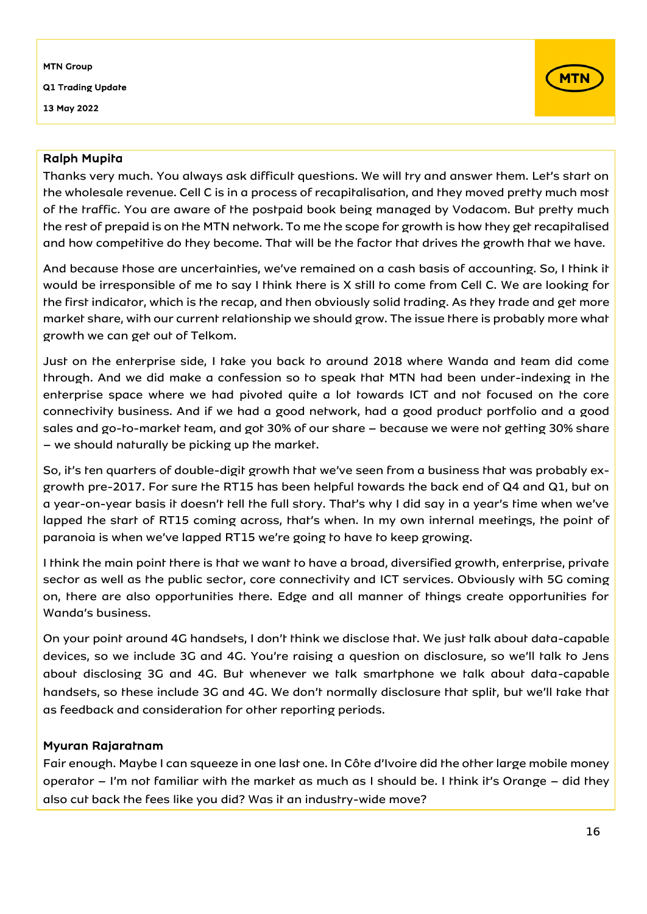**Ralph Mupita**

Thanks very much. You always ask difficult questions. We will try and answer them. Let's start on the wholesale revenue. Cell C is in a process of recapitalisation, and they moved pretty much most of the traffic. You are aware of the postpaid book being managed by Vodacom. But pretty much the rest of prepaid is on the MTN network. To me the scope for growth is how they get recapitalised and how competitive do they become. That will be the factor that drives the growth that we have.

And because those are uncertainties, we've remained on a cash basis of accounting. So, I think it would be irresponsible of me to say I think there is X still to come from Cell C. We are looking for the first indicator, which is the recap, and then obviously solid trading. As they trade and get more market share, with our current relationship we should grow. The issue there is probably more what growth we can get out of Telkom.

Just on the enterprise side, I take you back to around 2018 where Wanda and team did come through. And we did make a confession so to speak that MTN had been under-indexing in the enterprise space where we had pivoted quite a lot towards ICT and not focused on the core connectivity business. And if we had a good network, had a good product portfolio and a good sales and go-to-market team, and got 30% of our share – because we were not getting 30% share – we should naturally be picking up the market.

So, it's ten quarters of double-digit growth that we've seen from a business that was probably ex-growth pre-2017. For sure the RT15 has been helpful towards the back end of Q4 and Q1, but on a year-on-year basis it doesn't tell the full story. That's why I did say in a year's time when we've lapped the start of RT15 coming across, that's when. In my own internal meetings, the point of paranoia is when we've lapped RT15 we're going to have to keep growing.

I think the main point there is that we want to have a broad, diversified growth, enterprise, private sector as well as the public sector, core connectivity and ICT services. Obviously with 5G coming on, there are also opportunities there. Edge and all manner of things create opportunities for Wanda's business.

On your point around 4G handsets, I don't think we disclose that. We just talk about data-capable devices, so we include 3G and 4G. You're raising a question on disclosure, so we'll talk to Jens about disclosing 3G and 4G. But whenever we talk smartphone we talk about data-capable handsets, so these include 3G and 4G. We don't normally disclosure that split, but we'll take that as feedback and consideration for other reporting periods.

**Myuran Rajaratnam**

Fair enough. Maybe I can squeeze in one last one. In Côte d'Ivoire did the other large mobile money operator – I'm not familiar with the market as much as I should be. I think it's Orange – did they also cut back the fees like you did? Was it an industry-wide move?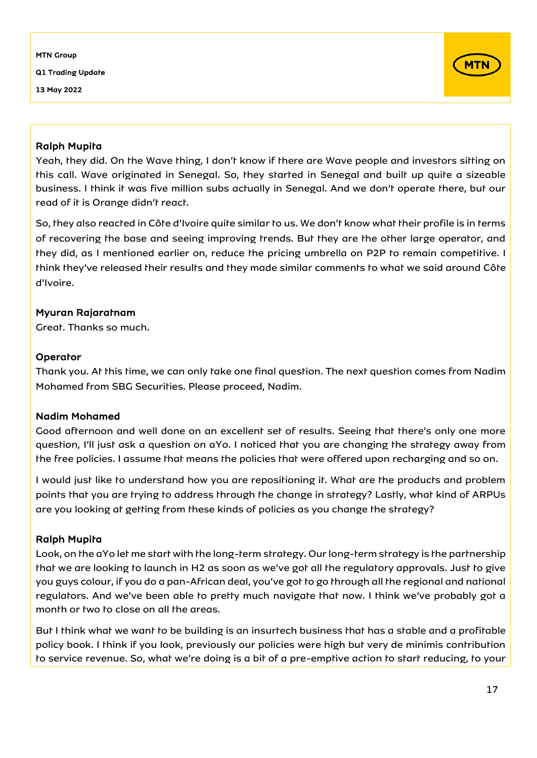**Ralph Mupita**

Yeah, they did. On the Wave thing, I don't know if there are Wave people and investors sitting on this call. Wave originated in Senegal. So, they started in Senegal and built up quite a sizeable business. I think it was five million subs actually in Senegal. And we don't operate there, but our read of it is Orange didn't react.

So, they also reacted in Côte d'Ivoire quite similar to us. We don't know what their profile is in terms of recovering the base and seeing improving trends. But they are the other large operator, and they did, as I mentioned earlier on, reduce the pricing umbrella on P2P to remain competitive. I think they've released their results and they made similar comments to what we said around Côte d'Ivoire.

**Myuran Rajaratnam**

Great. Thanks so much.

**Operator**

Thank you. At this time, we can only take one final question. The next question comes from Nadim Mohamed from SBG Securities. Please proceed, Nadim.

**Nadim Mohamed**

Good afternoon and well done on an excellent set of results. Seeing that there's only one more question, I'll just ask a question on aYo. I noticed that you are changing the strategy away from the free policies. I assume that means the policies that were offered upon recharging and so on.

I would just like to understand how you are repositioning it. What are the products and problem points that you are trying to address through the change in strategy? Lastly, what kind of ARPUs are you looking at getting from these kinds of policies as you change the strategy?

**Ralph Mupita**

Look, on the aYo let me start with the long-term strategy. Our long-term strategy is the partnership that we are looking to launch in H2 as soon as we've got all the regulatory approvals. Just to give you guys colour, if you do a pan-African deal, you've got to go through all the regional and national regulators. And we've been able to pretty much navigate that now. I think we've probably got a month or two to close on all the areas.

But I think what we want to be building is an insurtech business that has a stable and a profitable policy book. I think if you look, previously our policies were high but very de minimis contribution to service revenue. So, what we're doing is a bit of a pre-emptive action to start reducing, to your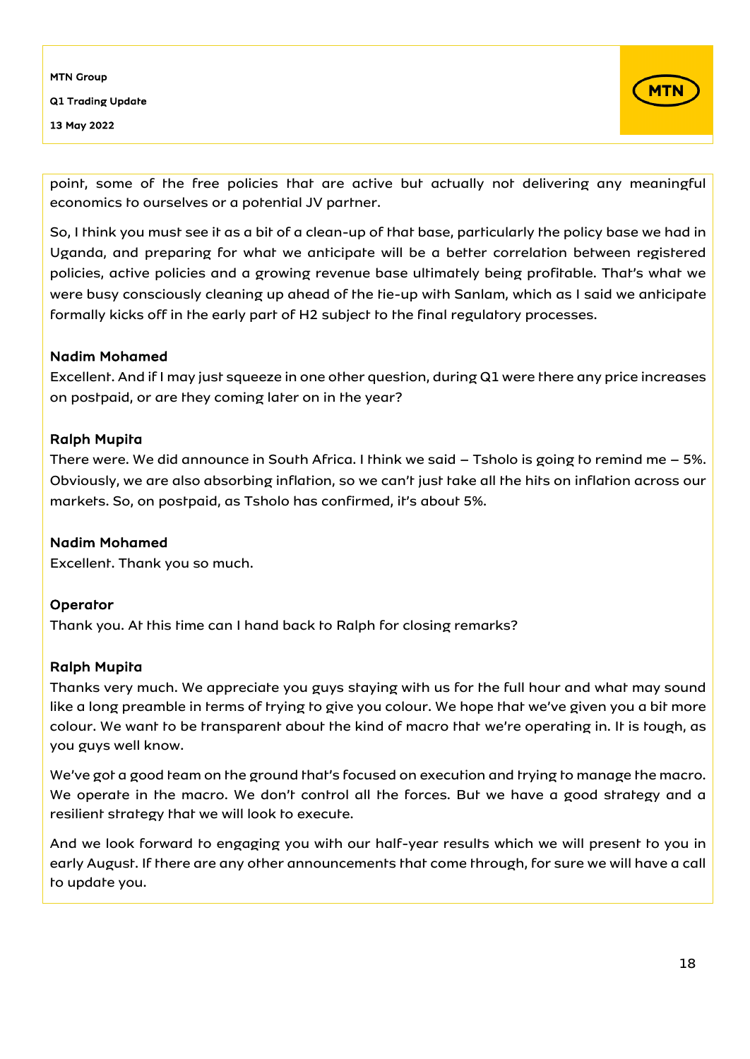point, some of the free policies that are active but actually not delivering any meaningful economics to ourselves or a potential JV partner.

So, I think you must see it as a bit of a clean-up of that base, particularly the policy base we had in Uganda, and preparing for what we anticipate will be a better correlation between registered policies, active policies and a growing revenue base ultimately being profitable. That's what we were busy consciously cleaning up ahead of the tie-up with Sanlam, which as I said we anticipate formally kicks off in the early part of H2 subject to the final regulatory processes.

**Nadim Mohamed**
Excellent. And if I may just squeeze in one other question, during Q1 were there any price increases on postpaid, or are they coming later on in the year?

**Ralph Mupita**
There were. We did announce in South Africa. I think we said – Tsholo is going to remind me – 5%. Obviously, we are also absorbing inflation, so we can't just take all the hits on inflation across our markets. So, on postpaid, as Tsholo has confirmed, it's about 5%.

**Nadim Mohamed**
Excellent. Thank you so much.

**Operator**
Thank you. At this time can I hand back to Ralph for closing remarks?

**Ralph Mupita**
Thanks very much. We appreciate you guys staying with us for the full hour and what may sound like a long preamble in terms of trying to give you colour. We hope that we've given you a bit more colour. We want to be transparent about the kind of macro that we're operating in. It is tough, as you guys well know.

We've got a good team on the ground that's focused on execution and trying to manage the macro. We operate in the macro. We don't control all the forces. But we have a good strategy and a resilient strategy that we will look to execute.

And we look forward to engaging you with our half-year results which we will present to you in early August. If there are any other announcements that come through, for sure we will have a call to update you.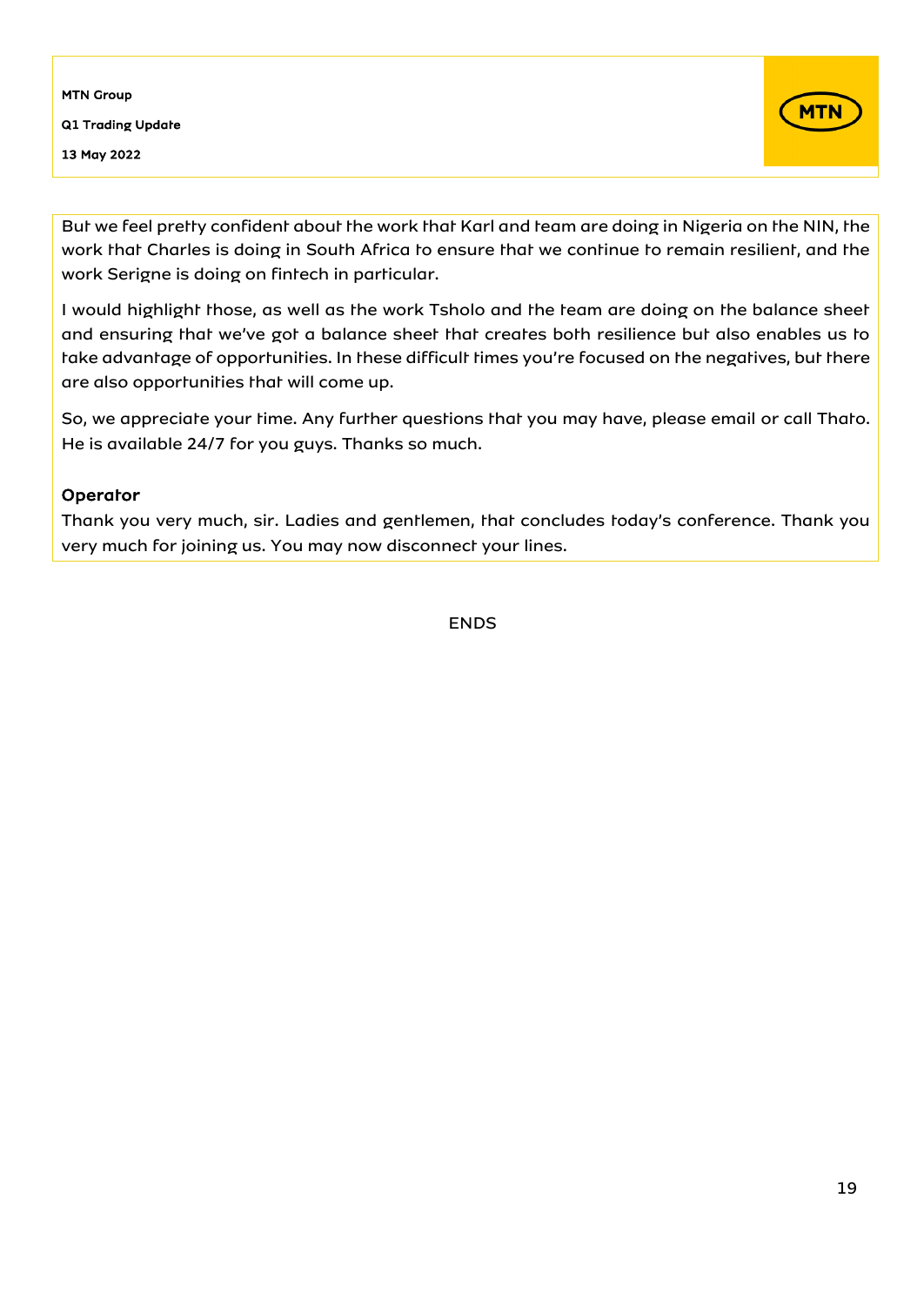But we feel pretty confident about the work that Karl and team are doing in Nigeria on the NIN, the work that Charles is doing in South Africa to ensure that we continue to remain resilient, and the work Serigne is doing on fintech in particular.

I would highlight those, as well as the work Tsholo and the team are doing on the balance sheet and ensuring that we've got a balance sheet that creates both resilience but also enables us to take advantage of opportunities. In these difficult times you're focused on the negatives, but there are also opportunities that will come up.

So, we appreciate your time. Any further questions that you may have, please email or call Thato. He is available 24/7 for you guys. Thanks so much.

**Operator**

Thank you very much, sir. Ladies and gentlemen, that concludes today's conference. Thank you very much for joining us. You may now disconnect your lines.

ENDS